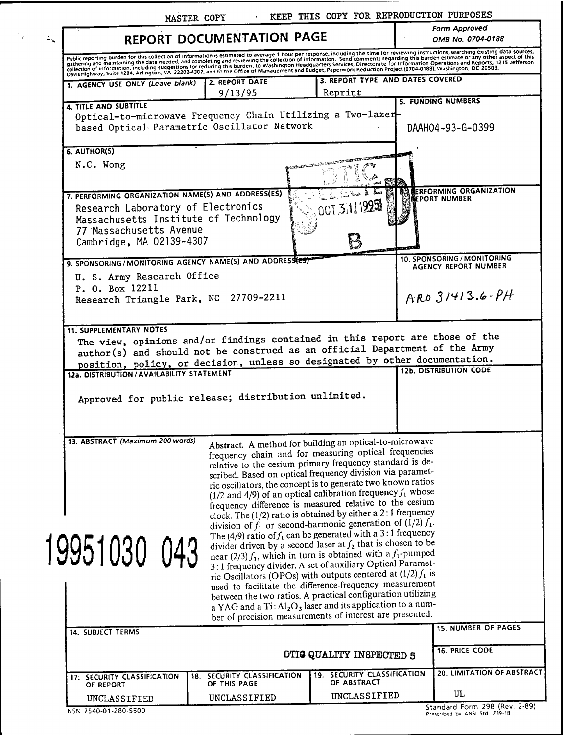MASTER COPY — KEEP THIS COPY FOR REPRODUCTION PURPOSES

# REPORT DOCUMENTATION PAGE

Form Approved
OMB No. 0704-0188

Public reporting burden for this collection of information is estimated to average 1 hour per response, including the time for reviewing instructions, searching existing data sources, gathering and maintaining the data needed, and completing and reviewing the collection of information. Send comments regarding this burden estimate or any other aspect of this collection of information, including suggestions for reducing this burden, to Washington Headquarters Services, Directorate for Information Operations and Reports, 1215 Jefferson Davis Highway, Suite 1204, Arlington, VA 22202-4302, and to the Office of Management and Budget, Paperwork Reduction Project (0704-0188), Washington, DC 20503.

| 1. AGENCY USE ONLY (Leave blank) | 2. REPORT DATE | 3. REPORT TYPE AND DATES COVERED |
|---|---|---|
| | 9/13/95 | Reprint |

**4. TITLE AND SUBTITLE**
Optical-to-microwave Frequency Chain Utilizing a Two-lazer-based Optical Parametric Oscillator Network

**5. FUNDING NUMBERS**
DAAH04-93-G-0399

**6. AUTHOR(S)**
N.C. Wong

**7. PERFORMING ORGANIZATION NAME(S) AND ADDRESS(ES)**
Research Laboratory of Electronics
Massachusetts Institute of Technology
77 Massachusetts Avenue
Cambridge, MA 02139-4307

**8. PERFORMING ORGANIZATION REPORT NUMBER**

DTIC ELECTE OCT 31 1995 B

**9. SPONSORING/MONITORING AGENCY NAME(S) AND ADDRESS(ES)**
U. S. Army Research Office
P. O. Box 12211
Research Triangle Park, NC 27709-2211

**10. SPONSORING/MONITORING AGENCY REPORT NUMBER**
ARO 31413.6-PH

**11. SUPPLEMENTARY NOTES**
The view, opinions and/or findings contained in this report are those of the author(s) and should not be construed as an official Department of the Army position, policy, or decision, unless so designated by other documentation.

**12a. DISTRIBUTION/AVAILABILITY STATEMENT**
Approved for public release; distribution unlimited.

**12b. DISTRIBUTION CODE**

**13. ABSTRACT (Maximum 200 words)**

19951030 043

Abstract. A method for building an optical-to-microwave frequency chain and for measuring optical frequencies relative to the cesium primary frequency standard is described. Based on optical frequency division via parametric oscillators, the concept is to generate two known ratios (1/2 and 4/9) of an optical calibration frequency $f_1$ whose frequency difference is measured relative to the cesium clock. The (1/2) ratio is obtained by either a 2:1 frequency division of $f_1$ or second-harmonic generation of $(1/2) f_1$. The (4/9) ratio of $f_1$ can be generated with a 3:1 frequency divider driven by a second laser at $f_2$ that is chosen to be near $(2/3) f_1$, which in turn is obtained with a $f_1$-pumped 3:1 frequency divider. A set of auxiliary Optical Parametric Oscillators (OPOs) with outputs centered at $(1/2) f_1$ is used to facilitate the difference-frequency measurement between the two ratios. A practical configuration utilizing a YAG and a $Ti:Al_2O_3$ laser and its application to a number of precision measurements of interest are presented.

**14. SUBJECT TERMS**

DTIC QUALITY INSPECTED 5

**15. NUMBER OF PAGES**

**16. PRICE CODE**

| 17. SECURITY CLASSIFICATION OF REPORT | 18. SECURITY CLASSIFICATION OF THIS PAGE | 19. SECURITY CLASSIFICATION OF ABSTRACT | 20. LIMITATION OF ABSTRACT |
|---|---|---|---|
| UNCLASSIFIED | UNCLASSIFIED | UNCLASSIFIED | UL |

NSN 7540-01-280-5500

Standard Form 298 (Rev 2-89)
Prescribed by ANSI Std Z39-18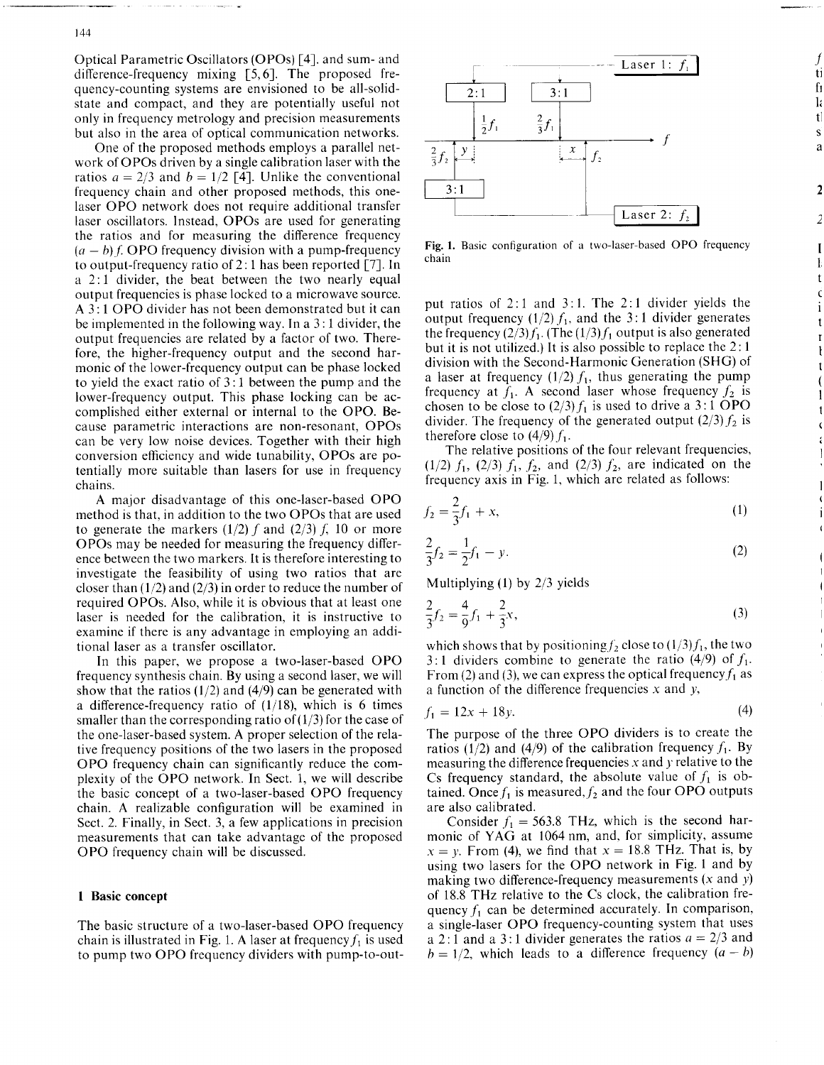Optical Parametric Oscillators (OPOs) [4], and sum- and difference-frequency mixing [5,6]. The proposed frequency-counting systems are envisioned to be all-solid-state and compact, and they are potentially useful not only in frequency metrology and precision measurements but also in the area of optical communication networks.

One of the proposed methods employs a parallel network of OPOs driven by a single calibration laser with the ratios $a = 2/3$ and $b = 1/2$ [4]. Unlike the conventional frequency chain and other proposed methods, this one-laser OPO network does not require additional transfer laser oscillators. Instead, OPOs are used for generating the ratios and for measuring the difference frequency $(a - b)f$. OPO frequency division with a pump-frequency to output-frequency ratio of 2:1 has been reported [7]. In a 2:1 divider, the beat between the two nearly equal output frequencies is phase locked to a microwave source. A 3:1 OPO divider has not been demonstrated but it can be implemented in the following way. In a 3:1 divider, the output frequencies are related by a factor of two. Therefore, the higher-frequency output and the second harmonic of the lower-frequency output can be phase locked to yield the exact ratio of 3:1 between the pump and the lower-frequency output. This phase locking can be accomplished either external or internal to the OPO. Because parametric interactions are non-resonant, OPOs can be very low noise devices. Together with their high conversion efficiency and wide tunability, OPOs are potentially more suitable than lasers for use in frequency chains.

A major disadvantage of this one-laser-based OPO method is that, in addition to the two OPOs that are used to generate the markers $(1/2)f$ and $(2/3)f$, 10 or more OPOs may be needed for measuring the frequency difference between the two markers. It is therefore interesting to investigate the feasibility of using two ratios that are closer than $(1/2)$ and $(2/3)$ in order to reduce the number of required OPOs. Also, while it is obvious that at least one laser is needed for the calibration, it is instructive to examine if there is any advantage in employing an additional laser as a transfer oscillator.

In this paper, we propose a two-laser-based OPO frequency synthesis chain. By using a second laser, we will show that the ratios $(1/2)$ and $(4/9)$ can be generated with a difference-frequency ratio of $(1/18)$, which is 6 times smaller than the corresponding ratio of $(1/3)$ for the case of the one-laser-based system. A proper selection of the relative frequency positions of the two lasers in the proposed OPO frequency chain can significantly reduce the complexity of the OPO network. In Sect. 1, we will describe the basic concept of a two-laser-based OPO frequency chain. A realizable configuration will be examined in Sect. 2. Finally, in Sect. 3, a few applications in precision measurements that can take advantage of the proposed OPO frequency chain will be discussed.

## 1 Basic concept

The basic structure of a two-laser-based OPO frequency chain is illustrated in Fig. 1. A laser at frequency $f_1$ is used to pump two OPO frequency dividers with pump-to-output ratios of 2:1 and 3:1. The 2:1 divider yields the output frequency $(1/2)f_1$, and the 3:1 divider generates the frequency $(2/3)f_1$. (The $(1/3)f_1$ output is also generated but it is not utilized.) It is also possible to replace the 2:1 division with the Second-Harmonic Generation (SHG) of a laser at frequency $(1/2)f_1$, thus generating the pump frequency at $f_1$. A second laser whose frequency $f_2$ is chosen to be close to $(2/3)f_1$ is used to drive a 3:1 OPO divider. The frequency of the generated output $(2/3)f_2$ is therefore close to $(4/9)f_1$.

Fig. 1. Basic configuration of a two-laser-based OPO frequency chain

The relative positions of the four relevant frequencies, $(1/2)f_1$, $(2/3)f_1$, $f_2$, and $(2/3)f_2$, are indicated on the frequency axis in Fig. 1, which are related as follows:

$$f_2 = \frac{2}{3}f_1 + x, \tag{1}$$

$$\frac{2}{3}f_2 = \frac{1}{2}f_1 - y. \tag{2}$$

Multiplying (1) by 2/3 yields

$$\frac{2}{3}f_2 = \frac{4}{9}f_1 + \frac{2}{3}x, \tag{3}$$

which shows that by positioning $f_2$ close to $(1/3)f_1$, the two 3:1 dividers combine to generate the ratio $(4/9)$ of $f_1$. From (2) and (3), we can express the optical frequency $f_1$ as a function of the difference frequencies $x$ and $y$,

$$f_1 = 12x + 18y. \tag{4}$$

The purpose of the three OPO dividers is to create the ratios $(1/2)$ and $(4/9)$ of the calibration frequency $f_1$. By measuring the difference frequencies $x$ and $y$ relative to the Cs frequency standard, the absolute value of $f_1$ is obtained. Once $f_1$ is measured, $f_2$ and the four OPO outputs are also calibrated.

Consider $f_1 = 563.8$ THz, which is the second harmonic of YAG at 1064 nm, and, for simplicity, assume $x = y$. From (4), we find that $x = 18.8$ THz. That is, by using two lasers for the OPO network in Fig. 1 and by making two difference-frequency measurements ($x$ and $y$) of 18.8 THz relative to the Cs clock, the calibration frequency $f_1$ can be determined accurately. In comparison, a single-laser OPO frequency-counting system that uses a 2:1 and a 3:1 divider generates the ratios $a = 2/3$ and $b = 1/2$, which leads to a difference frequency $(a - b)$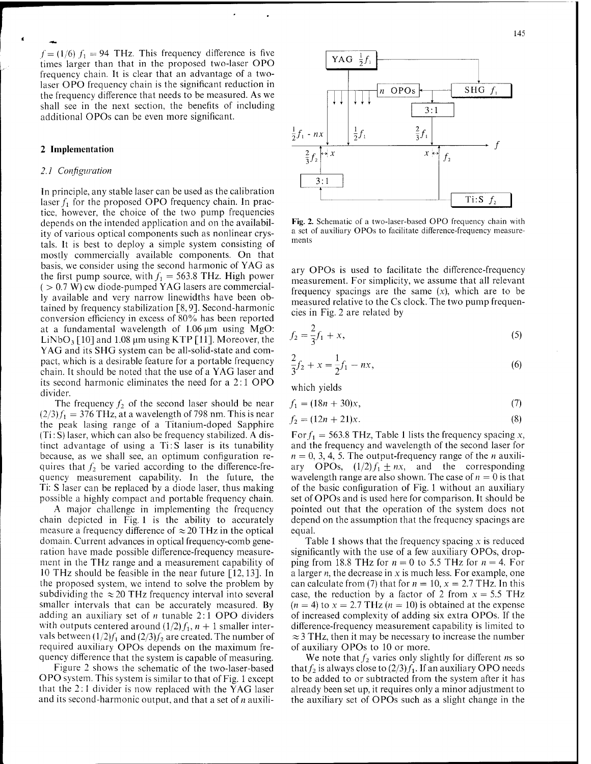$f = (1/6)\,f_1 = 94$ THz. This frequency difference is five times larger than that in the proposed two-laser OPO frequency chain. It is clear that an advantage of a two-laser OPO frequency chain is the significant reduction in the frequency difference that needs to be measured. As we shall see in the next section, the benefits of including additional OPOs can be even more significant.

## 2 Implementation

### 2.1 Configuration

In principle, any stable laser can be used as the calibration laser $f_1$ for the proposed OPO frequency chain. In practice, however, the choice of the two pump frequencies depends on the intended application and on the availability of various optical components such as nonlinear crystals. It is best to deploy a simple system consisting of mostly commercially available components. On that basis, we consider using the second harmonic of YAG as the first pump source, with $f_1 = 563.8$ THz. High power ($> 0.7$ W) cw diode-pumped YAG lasers are commercially available and very narrow linewidths have been obtained by frequency stabilization [8, 9]. Second-harmonic conversion efficiency in excess of 80% has been reported at a fundamental wavelength of 1.06 μm using MgO:$LiNbO_3$ [10] and 1.08 μm using KTP [11]. Moreover, the YAG and its SHG system can be all-solid-state and compact, which is a desirable feature for a portable frequency chain. It should be noted that the use of a YAG laser and its second harmonic eliminates the need for a 2:1 OPO divider.

The frequency $f_2$ of the second laser should be near $(2/3)f_1 = 376$ THz, at a wavelength of 798 nm. This is near the peak lasing range of a Titanium-doped Sapphire (Ti:S) laser, which can also be frequency stabilized. A distinct advantage of using a Ti:S laser is its tunability because, as we shall see, an optimum configuration requires that $f_2$ be varied according to the difference-frequency measurement capability. In the future, the Ti:S laser can be replaced by a diode laser, thus making possible a highly compact and portable frequency chain.

A major challenge in implementing the frequency chain depicted in Fig. 1 is the ability to accurately measure a frequency difference of $\approx 20$ THz in the optical domain. Current advances in optical frequency-comb generation have made possible difference-frequency measurement in the THz range and a measurement capability of 10 THz should be feasible in the near future [12, 13]. In the proposed system, we intend to solve the problem by subdividing the $\approx 20$ THz frequency interval into several smaller intervals that can be accurately measured. By adding an auxiliary set of $n$ tunable 2:1 OPO dividers with outputs centered around $(1/2)f_1$, $n+1$ smaller intervals between $(1/2)f_1$ and $(2/3)f_2$ are created. The number of required auxiliary OPOs depends on the maximum frequency difference that the system is capable of measuring.

Figure 2 shows the schematic of the two-laser-based OPO system. This system is similar to that of Fig. 1 except that the 2:1 divider is now replaced with the YAG laser and its second-harmonic output, and that a set of $n$ auxiliary OPOs is used to facilitate the difference-frequency measurement. For simplicity, we assume that all relevant frequency spacings are the same ($x$), which are to be measured relative to the Cs clock. The two pump frequencies in Fig. 2 are related by

**Fig. 2.** Schematic of a two-laser-based OPO frequency chain with a set of auxiliary OPOs to facilitate difference-frequency measurements

$$f_2 = \frac{2}{3}f_1 + x, \tag{5}$$

$$\frac{2}{3}f_2 + x = \frac{1}{2}f_1 - nx, \tag{6}$$

which yields

$$f_1 = (18n + 30)x, \tag{7}$$

$$f_2 = (12n + 21)x. \tag{8}$$

For $f_1 = 563.8$ THz, Table 1 lists the frequency spacing $x$, and the frequency and wavelength of the second laser for $n = 0, 3, 4, 5$. The output-frequency range of the $n$ auxiliary OPOs, $(1/2)f_1 \pm nx$, and the corresponding wavelength range are also shown. The case of $n = 0$ is that of the basic configuration of Fig. 1 without an auxiliary set of OPOs and is used here for comparison. It should be pointed out that the operation of the system does not depend on the assumption that the frequency spacings are equal.

Table 1 shows that the frequency spacing $x$ is reduced significantly with the use of a few auxiliary OPOs, dropping from 18.8 THz for $n = 0$ to 5.5 THz for $n = 4$. For a larger $n$, the decrease in $x$ is much less. For example, one can calculate from (7) that for $n = 10$, $x = 2.7$ THz. In this case, the reduction by a factor of 2 from $x = 5.5$ THz ($n = 4$) to $x = 2.7$ THz ($n = 10$) is obtained at the expense of increased complexity of adding six extra OPOs. If the difference-frequency measurement capability is limited to $\approx 3$ THz, then it may be necessary to increase the number of auxiliary OPOs to 10 or more.

We note that $f_2$ varies only slightly for different $n$s so that $f_2$ is always close to $(2/3)f_1$. If an auxiliary OPO needs to be added to or subtracted from the system after it has already been set up, it requires only a minor adjustment to the auxiliary set of OPOs such as a slight change in the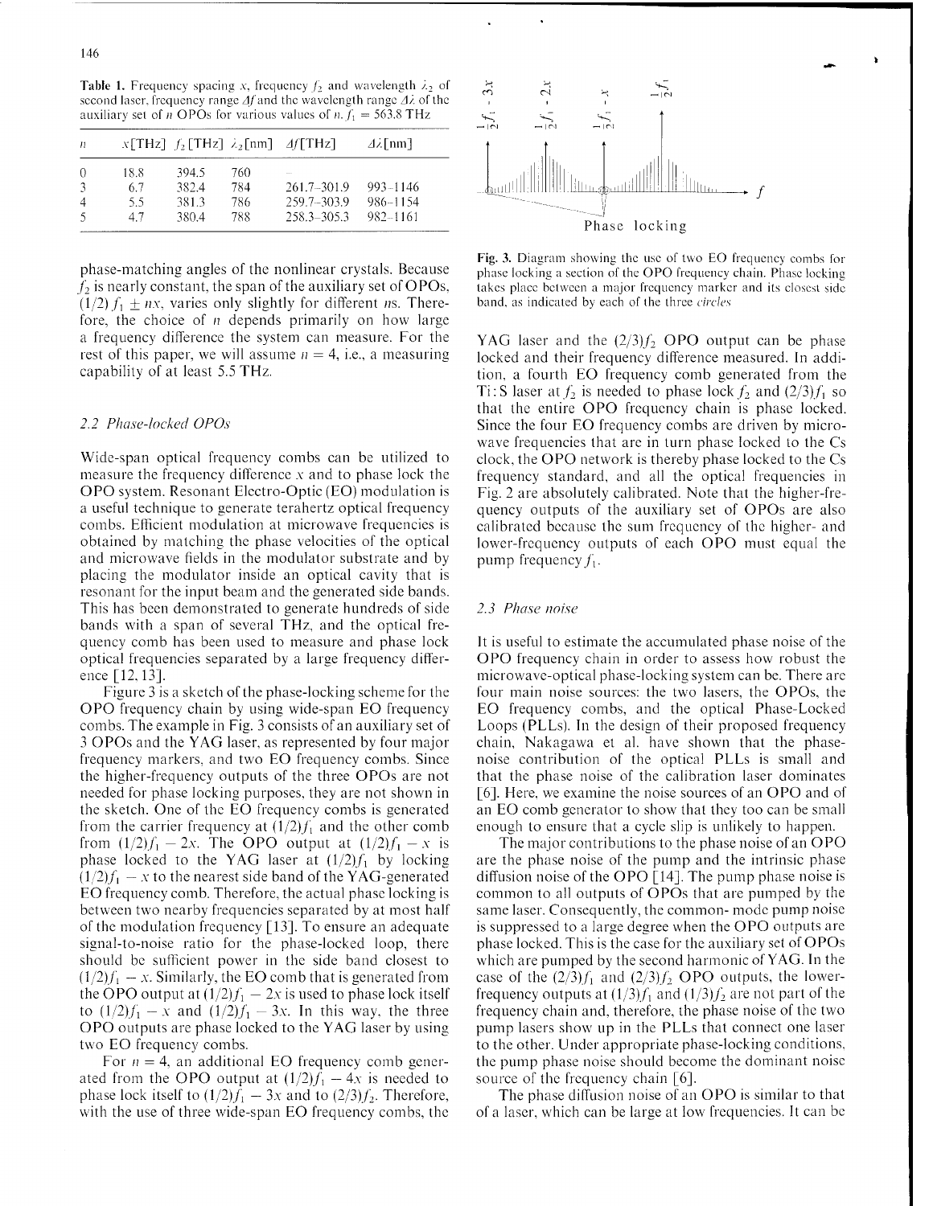**Table 1.** Frequency spacing $x$, frequency $f_2$ and wavelength $\lambda_2$ of second laser, frequency range $\Delta f$ and the wavelength range $\Delta\lambda$ of the auxiliary set of $n$ OPOs for various values of $n$. $f_1 = 563.8$ THz

| $n$ | $x$[THz] | $f_2$[THz] | $\lambda_2$[nm] | $\Delta f$[THz] | $\Delta\lambda$[nm] |
|---|---|---|---|---|---|
| 0 | 18.8 | 394.5 | 760 | – | |
| 3 | 6.7 | 382.4 | 784 | 261.7–301.9 | 993–1146 |
| 4 | 5.5 | 381.3 | 786 | 259.7–303.9 | 986–1154 |
| 5 | 4.7 | 380.4 | 788 | 258.3–305.3 | 982–1161 |

phase-matching angles of the nonlinear crystals. Because $f_2$ is nearly constant, the span of the auxiliary set of OPOs, $(1/2)f_1 \pm nx$, varies only slightly for different $n$s. Therefore, the choice of $n$ depends primarily on how large a frequency difference the system can measure. For the rest of this paper, we will assume $n = 4$, i.e., a measuring capability of at least 5.5 THz.

### 2.2 Phase-locked OPOs

Wide-span optical frequency combs can be utilized to measure the frequency difference $x$ and to phase lock the OPO system. Resonant Electro-Optic (EO) modulation is a useful technique to generate terahertz optical frequency combs. Efficient modulation at microwave frequencies is obtained by matching the phase velocities of the optical and microwave fields in the modulator substrate and by placing the modulator inside an optical cavity that is resonant for the input beam and the generated side bands. This has been demonstrated to generate hundreds of side bands with a span of several THz, and the optical frequency comb has been used to measure and phase lock optical frequencies separated by a large frequency difference [12, 13].

Figure 3 is a sketch of the phase-locking scheme for the OPO frequency chain by using wide-span EO frequency combs. The example in Fig. 3 consists of an auxiliary set of 3 OPOs and the YAG laser, as represented by four major frequency markers, and two EO frequency combs. Since the higher-frequency outputs of the three OPOs are not needed for phase locking purposes, they are not shown in the sketch. One of the EO frequency combs is generated from the carrier frequency at $(1/2)f_1$ and the other comb from $(1/2)f_1 - 2x$. The OPO output at $(1/2)f_1 - x$ is phase locked to the YAG laser at $(1/2)f_1$ by locking $(1/2)f_1 - x$ to the nearest side band of the YAG-generated EO frequency comb. Therefore, the actual phase locking is between two nearby frequencies separated by at most half of the modulation frequency [13]. To ensure an adequate signal-to-noise ratio for the phase-locked loop, there should be sufficient power in the side band closest to $(1/2)f_1 - x$. Similarly, the EO comb that is generated from the OPO output at $(1/2)f_1 - 2x$ is used to phase lock itself to $(1/2)f_1 - x$ and $(1/2)f_1 - 3x$. In this way, the three OPO outputs are phase locked to the YAG laser by using two EO frequency combs.

For $n = 4$, an additional EO frequency comb generated from the OPO output at $(1/2)f_1 - 4x$ is needed to phase lock itself to $(1/2)f_1 - 3x$ and to $(2/3)f_2$. Therefore, with the use of three wide-span EO frequency combs, the YAG laser and the $(2/3)f_2$ OPO output can be phase locked and their frequency difference measured. In addition, a fourth EO frequency comb generated from the Ti:S laser at $f_2$ is needed to phase lock $f_2$ and $(2/3)f_1$ so that the entire OPO frequency chain is phase locked. Since the four EO frequency combs are driven by microwave frequencies that are in turn phase locked to the Cs clock, the OPO network is thereby phase locked to the Cs frequency standard, and all the optical frequencies in Fig. 2 are absolutely calibrated. Note that the higher-frequency outputs of the auxiliary set of OPOs are also calibrated because the sum frequency of the higher- and lower-frequency outputs of each OPO must equal the pump frequency $f_1$.

**Fig. 3.** Diagram showing the use of two EO frequency combs for phase locking a section of the OPO frequency chain. Phase locking takes place between a major frequency marker and its closest side band, as indicated by each of the three *circles*

### 2.3 Phase noise

It is useful to estimate the accumulated phase noise of the OPO frequency chain in order to assess how robust the microwave-optical phase-locking system can be. There are four main noise sources: the two lasers, the OPOs, the EO frequency combs, and the optical Phase-Locked Loops (PLLs). In the design of their proposed frequency chain, Nakagawa et al. have shown that the phase-noise contribution of the optical PLLs is small and that the phase noise of the calibration laser dominates [6]. Here, we examine the noise sources of an OPO and of an EO comb generator to show that they too can be small enough to ensure that a cycle slip is unlikely to happen.

The major contributions to the phase noise of an OPO are the phase noise of the pump and the intrinsic phase diffusion noise of the OPO [14]. The pump phase noise is common to all outputs of OPOs that are pumped by the same laser. Consequently, the common-mode pump noise is suppressed to a large degree when the OPO outputs are phase locked. This is the case for the auxiliary set of OPOs which are pumped by the second harmonic of YAG. In the case of the $(2/3)f_1$ and $(2/3)f_2$ OPO outputs, the lower-frequency outputs at $(1/3)f_1$ and $(1/3)f_2$ are not part of the frequency chain and, therefore, the phase noise of the two pump lasers show up in the PLLs that connect one laser to the other. Under appropriate phase-locking conditions, the pump phase noise should become the dominant noise source of the frequency chain [6].

The phase diffusion noise of an OPO is similar to that of a laser, which can be large at low frequencies. It can be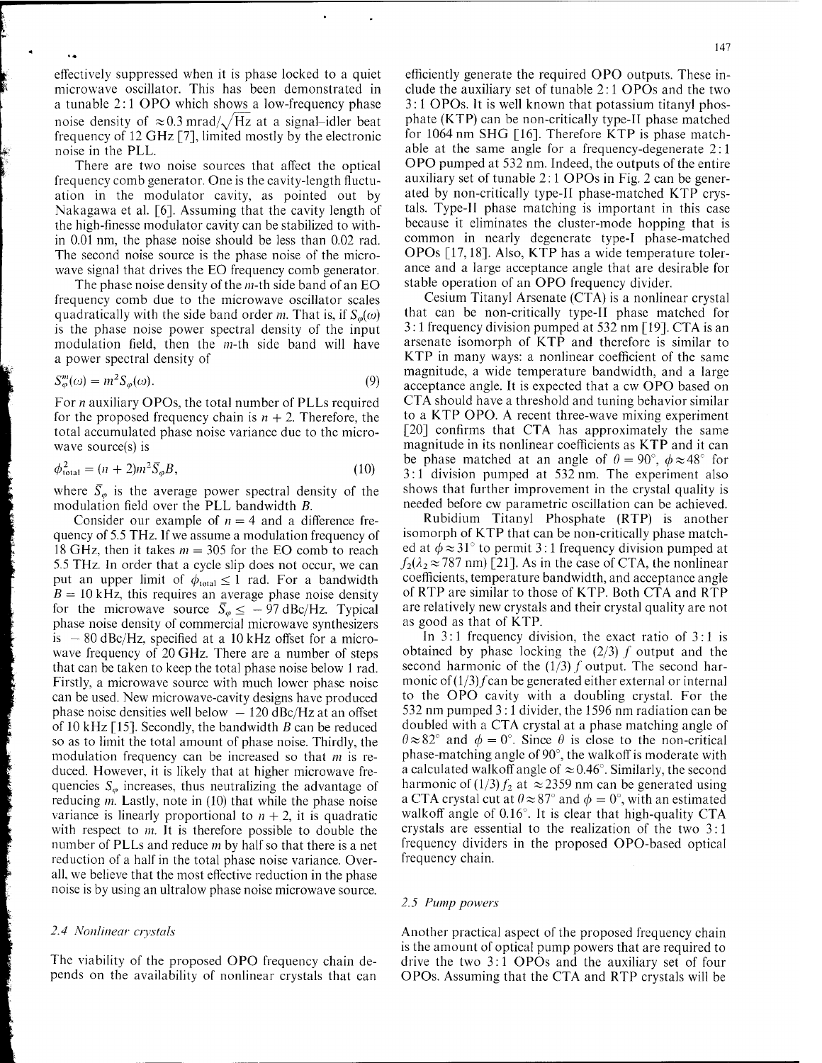effectively suppressed when it is phase locked to a quiet microwave oscillator. This has been demonstrated in a tunable 2:1 OPO which shows a low-frequency phase noise density of $\approx 0.3\,\text{mrad}/\sqrt{\text{Hz}}$ at a signal–idler beat frequency of 12 GHz [7], limited mostly by the electronic noise in the PLL.

There are two noise sources that affect the optical frequency comb generator. One is the cavity-length fluctuation in the modulator cavity, as pointed out by Nakagawa et al. [6]. Assuming that the cavity length of the high-finesse modulator cavity can be stabilized to within 0.01 nm, the phase noise should be less than 0.02 rad. The second noise source is the phase noise of the microwave signal that drives the EO frequency comb generator.

The phase noise density of the $m$-th side band of an EO frequency comb due to the microwave oscillator scales quadratically with the side band order $m$. That is, if $S_\varphi(\omega)$ is the phase noise power spectral density of the input modulation field, then the $m$-th side band will have a power spectral density of

$$S_\varphi^m(\omega) = m^2 S_\varphi(\omega). \tag{9}$$

For $n$ auxiliary OPOs, the total number of PLLs required for the proposed frequency chain is $n + 2$. Therefore, the total accumulated phase noise variance due to the microwave source(s) is

$$\phi_{\text{total}}^2 = (n+2) m^2 \bar{S}_\varphi B, \tag{10}$$

where $\bar{S}_\varphi$ is the average power spectral density of the modulation field over the PLL bandwidth $B$.

Consider our example of $n = 4$ and a difference frequency of 5.5 THz. If we assume a modulation frequency of 18 GHz, then it takes $m = 305$ for the EO comb to reach 5.5 THz. In order that a cycle slip does not occur, we can put an upper limit of $\phi_{\text{total}} \leq 1$ rad. For a bandwidth $B = 10$ kHz, this requires an average phase noise density for the microwave source $\bar{S}_\varphi \leq -97$ dBc/Hz. Typical phase noise density of commercial microwave synthesizers is $-80$ dBc/Hz, specified at a 10 kHz offset for a microwave frequency of 20 GHz. There are a number of steps that can be taken to keep the total phase noise below 1 rad. Firstly, a microwave source with much lower phase noise can be used. New microwave-cavity designs have produced phase noise densities well below $-120$ dBc/Hz at an offset of 10 kHz [15]. Secondly, the bandwidth $B$ can be reduced so as to limit the total amount of phase noise. Thirdly, the modulation frequency can be increased so that $m$ is reduced. However, it is likely that at higher microwave frequencies $S_\varphi$ increases, thus neutralizing the advantage of reducing $m$. Lastly, note in (10) that while the phase noise variance is linearly proportional to $n + 2$, it is quadratic with respect to $m$. It is therefore possible to double the number of PLLs and reduce $m$ by half so that there is a net reduction of a half in the total phase noise variance. Overall, we believe that the most effective reduction in the phase noise is by using an ultralow phase noise microwave source.

### 2.4 Nonlinear crystals

The viability of the proposed OPO frequency chain depends on the availability of nonlinear crystals that can efficiently generate the required OPO outputs. These include the auxiliary set of tunable 2:1 OPOs and the two 3:1 OPOs. It is well known that potassium titanyl phosphate (KTP) can be non-critically type-II phase matched for 1064 nm SHG [16]. Therefore KTP is phase matchable at the same angle for a frequency-degenerate 2:1 OPO pumped at 532 nm. Indeed, the outputs of the entire auxiliary set of tunable 2:1 OPOs in Fig. 2 can be generated by non-critically type-II phase-matched KTP crystals. Type-II phase matching is important in this case because it eliminates the cluster-mode hopping that is common in nearly degenerate type-I phase-matched OPOs [17, 18]. Also, KTP has a wide temperature tolerance and a large acceptance angle that are desirable for stable operation of an OPO frequency divider.

Cesium Titanyl Arsenate (CTA) is a nonlinear crystal that can be non-critically type-II phase matched for 3:1 frequency division pumped at 532 nm [19]. CTA is an arsenate isomorph of KTP and therefore is similar to KTP in many ways: a nonlinear coefficient of the same magnitude, a wide temperature bandwidth, and a large acceptance angle. It is expected that a cw OPO based on CTA should have a threshold and tuning behavior similar to a KTP OPO. A recent three-wave mixing experiment [20] confirms that CTA has approximately the same magnitude in its nonlinear coefficients as KTP and it can be phase matched at an angle of $\theta = 90°$, $\phi \approx 48°$ for 3:1 division pumped at 532 nm. The experiment also shows that further improvement in the crystal quality is needed before cw parametric oscillation can be achieved.

Rubidium Titanyl Phosphate (RTP) is another isomorph of KTP that can be non-critically phase matched at $\phi \approx 31°$ to permit 3:1 frequency division pumped at $f_2(\lambda_2 \approx 787\text{ nm})$ [21]. As in the case of CTA, the nonlinear coefficients, temperature bandwidth, and acceptance angle of RTP are similar to those of KTP. Both CTA and RTP are relatively new crystals and their crystal quality are not as good as that of KTP.

In 3:1 frequency division, the exact ratio of 3:1 is obtained by phase locking the $(2/3)\,f$ output and the second harmonic of the $(1/3)\,f$ output. The second harmonic of $(1/3) f$ can be generated either external or internal to the OPO cavity with a doubling crystal. For the 532 nm pumped 3:1 divider, the 1596 nm radiation can be doubled with a CTA crystal at a phase matching angle of $\theta \approx 82°$ and $\phi = 0°$. Since $\theta$ is close to the non-critical phase-matching angle of 90°, the walkoff is moderate with a calculated walkoff angle of $\approx 0.46°$. Similarly, the second harmonic of $(1/3) f_2$ at $\approx 2359$ nm can be generated using a CTA crystal cut at $\theta \approx 87°$ and $\phi = 0°$, with an estimated walkoff angle of 0.16°. It is clear that high-quality CTA crystals are essential to the realization of the two 3:1 frequency dividers in the proposed OPO-based optical frequency chain.

### 2.5 Pump powers

Another practical aspect of the proposed frequency chain is the amount of optical pump powers that are required to drive the two 3:1 OPOs and the auxiliary set of four OPOs. Assuming that the CTA and RTP crystals will be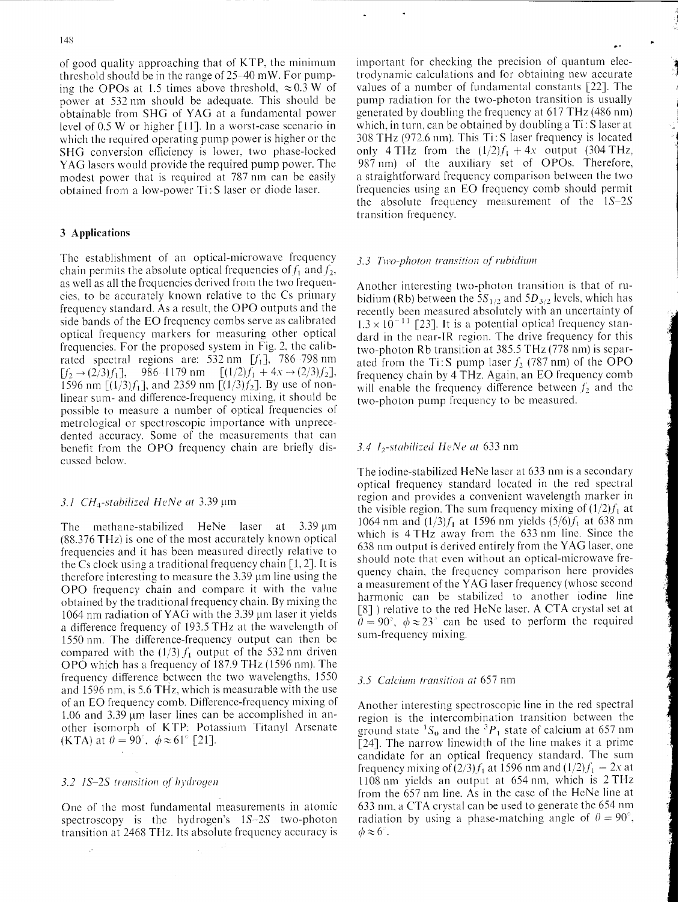of good quality approaching that of KTP, the minimum threshold should be in the range of 25–40 mW. For pumping the OPOs at 1.5 times above threshold, $\approx 0.3$ W of power at 532 nm should be adequate. This should be obtainable from SHG of YAG at a fundamental power level of 0.5 W or higher [11]. In a worst-case scenario in which the required operating pump power is higher or the SHG conversion efficiency is lower, two phase-locked YAG lasers would provide the required pump power. The modest power that is required at 787 nm can be easily obtained from a low-power Ti:S laser or diode laser.

## 3 Applications

The establishment of an optical-microwave frequency chain permits the absolute optical frequencies of $f_1$ and $f_2$, as well as all the frequencies derived from the two frequencies, to be accurately known relative to the Cs primary frequency standard. As a result, the OPO outputs and the side bands of the EO frequency combs serve as calibrated optical frequency markers for measuring other optical frequencies. For the proposed system in Fig. 2, the calibrated spectral regions are: 532 nm [$f_1$], 786–798 nm [$f_2 \rightarrow (2/3)f_1$], 986–1179 nm [$(1/2)f_1 + 4x \rightarrow (2/3)f_2$], 1596 nm [$(1/3)f_1$], and 2359 nm [$(1/3)f_2$]. By use of nonlinear sum- and difference-frequency mixing, it should be possible to measure a number of optical frequencies of metrological or spectroscopic importance with unprecedented accuracy. Some of the measurements that can benefit from the OPO frequency chain are briefly discussed below.

### 3.1 $CH_4$-stabilized HeNe at 3.39 μm

The methane-stabilized HeNe laser at 3.39 μm (88.376 THz) is one of the most accurately known optical frequencies and it has been measured directly relative to the Cs clock using a traditional frequency chain [1, 2]. It is therefore interesting to measure the 3.39 μm line using the OPO frequency chain and compare it with the value obtained by the traditional frequency chain. By mixing the 1064 nm radiation of YAG with the 3.39 μm laser it yields a difference frequency of 193.5 THz at the wavelength of 1550 nm. The difference-frequency output can then be compared with the $(1/3)f_1$ output of the 532 nm driven OPO which has a frequency of 187.9 THz (1596 nm). The frequency difference between the two wavelengths, 1550 and 1596 nm, is 5.6 THz, which is measurable with the use of an EO frequency comb. Difference-frequency mixing of 1.06 and 3.39 μm laser lines can be accomplished in another isomorph of KTP: Potassium Titanyl Arsenate (KTA) at $\theta = 90^\circ$, $\phi \approx 61^\circ$ [21].

### 3.2 1S–2S transition of hydrogen

One of the most fundamental measurements in atomic spectroscopy is the hydrogen's 1S–2S two-photon transition at 2468 THz. Its absolute frequency accuracy is important for checking the precision of quantum electrodynamic calculations and for obtaining new accurate values of a number of fundamental constants [22]. The pump radiation for the two-photon transition is usually generated by doubling the frequency at 617 THz (486 nm) which, in turn, can be obtained by doubling a Ti:S laser at 308 THz (972.6 nm). This Ti:S laser frequency is located only 4 THz from the $(1/2)f_1 + 4x$ output (304 THz, 987 nm) of the auxiliary set of OPOs. Therefore, a straightforward frequency comparison between the two frequencies using an EO frequency comb should permit the absolute frequency measurement of the 1S–2S transition frequency.

### 3.3 Two-photon transition of rubidium

Another interesting two-photon transition is that of rubidium (Rb) between the $5S_{1/2}$ and $5D_{3/2}$ levels, which has recently been measured absolutely with an uncertainty of $1.3 \times 10^{-11}$ [23]. It is a potential optical frequency standard in the near-IR region. The drive frequency for this two-photon Rb transition at 385.5 THz (778 nm) is separated from the Ti:S pump laser $f_2$ (787 nm) of the OPO frequency chain by 4 THz. Again, an EO frequency comb will enable the frequency difference between $f_2$ and the two-photon pump frequency to be measured.

### 3.4 $I_2$-stabilized HeNe at 633 nm

The iodine-stabilized HeNe laser at 633 nm is a secondary optical frequency standard located in the red spectral region and provides a convenient wavelength marker in the visible region. The sum frequency mixing of $(1/2)f_1$ at 1064 nm and $(1/3)f_1$ at 1596 nm yields $(5/6)f_1$ at 638 nm which is 4 THz away from the 633 nm line. Since the 638 nm output is derived entirely from the YAG laser, one should note that even without an optical-microwave frequency chain, the frequency comparison here provides a measurement of the YAG laser frequency (whose second harmonic can be stabilized to another iodine line [8] ) relative to the red HeNe laser. A CTA crystal set at $\theta = 90^\circ$, $\phi \approx 23^\circ$ can be used to perform the required sum-frequency mixing.

### 3.5 Calcium transition at 657 nm

Another interesting spectroscopic line in the red spectral region is the intercombination transition between the ground state $^1S_0$ and the $^3P_1$ state of calcium at 657 nm [24]. The narrow linewidth of the line makes it a prime candidate for an optical frequency standard. The sum frequency mixing of $(2/3)f_1$ at 1596 nm and $(1/2)f_1 - 2x$ at 1108 nm yields an output at 654 nm, which is 2 THz from the 657 nm line. As in the case of the HeNe line at 633 nm, a CTA crystal can be used to generate the 654 nm radiation by using a phase-matching angle of $\theta = 90^\circ$, $\phi \approx 6^\circ$.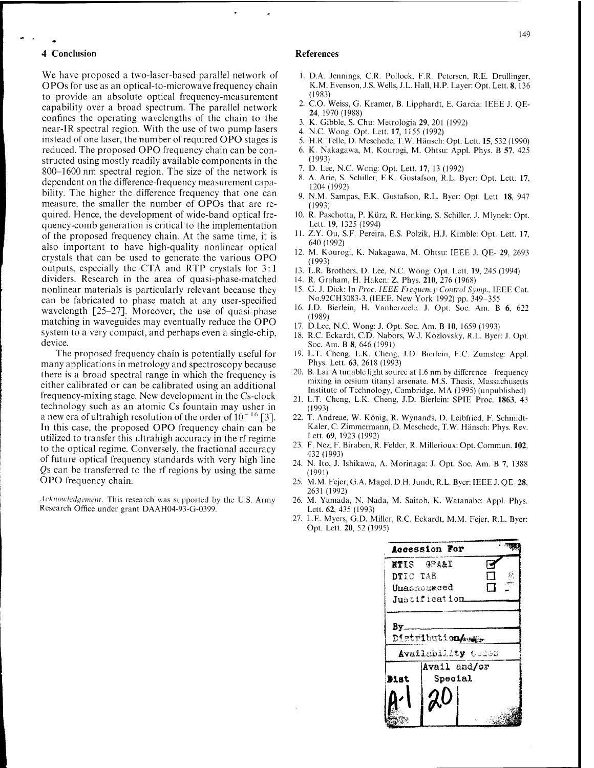## 4 Conclusion

We have proposed a two-laser-based parallel network of OPOs for use as an optical-to-microwave frequency chain to provide an absolute optical frequency-measurement capability over a broad spectrum. The parallel network confines the operating wavelengths of the chain to the near-IR spectral region. With the use of two pump lasers instead of one laser, the number of required OPO stages is reduced. The proposed OPO frequency chain can be constructed using mostly readily available components in the 800–1600 nm spectral region. The size of the network is dependent on the difference-frequency measurement capability. The higher the difference frequency that one can measure, the smaller the number of OPOs that are required. Hence, the development of wide-band optical frequency-comb generation is critical to the implementation of the proposed frequency chain. At the same time, it is also important to have high-quality nonlinear optical crystals that can be used to generate the various OPO outputs, especially the CTA and RTP crystals for 3:1 dividers. Research in the area of quasi-phase-matched nonlinear materials is particularly relevant because they can be fabricated to phase match at any user-specified wavelength [25–27]. Moreover, the use of quasi-phase matching in waveguides may eventually reduce the OPO system to a very compact, and perhaps even a single-chip, device.

The proposed frequency chain is potentially useful for many applications in metrology and spectroscopy because there is a broad spectral range in which the frequency is either calibrated or can be calibrated using an additional frequency-mixing stage. New development in the Cs-clock technology such as an atomic Cs fountain may usher in a new era of ultrahigh resolution of the order of $10^{-16}$ [3]. In this case, the proposed OPO frequency chain can be utilized to transfer this ultrahigh accuracy in the rf regime to the optical regime. Conversely, the fractional accuracy of future optical frequency standards with very high line $Q$s can be transferred to the rf regions by using the same OPO frequency chain.

*Acknowledgement.* This research was supported by the U.S. Army Research Office under grant DAAH04-93-G-0399.

## References

1. D.A. Jennings, C.R. Pollock, F.R. Petersen, R.E. Drullinger, K.M. Evenson, J.S. Wells, J.L. Hall, H.P. Layer: Opt. Lett. **8**, 136 (1983)
2. C.O. Weiss, G. Kramer, B. Lipphardt, E. Garcia: IEEE J. QE-**24**, 1970 (1988)
3. K. Gibble, S. Chu: Metrologia **29**, 201 (1992)
4. N.C. Wong: Opt. Lett. **17**, 1155 (1992)
5. H.R. Telle, D. Meschede, T.W. Hänsch: Opt. Lett. **15**, 532 (1990)
6. K. Nakagawa, M. Kourogi, M. Ohtsu: Appl. Phys. B **57**, 425 (1993)
7. D. Lee, N.C. Wong: Opt. Lett. **17**, 13 (1992)
8. A. Arie, S. Schiller, E.K. Gustafson, R.L. Byer: Opt. Lett. **17**, 1204 (1992)
9. N.M. Sampas, E.K. Gustafson, R.L. Byer: Opt. Lett. **18**, 947 (1993)
10. R. Paschotta, P. Kürz, R. Henking, S. Schiller, J. Mlynek: Opt. Lett. **19**, 1325 (1994)
11. Z.Y. Ou, S.F. Pereira, E.S. Polzik, H.J. Kimble: Opt. Lett. **17**, 640 (1992)
12. M. Kourogi, K. Nakagawa, M. Ohtsu: IEEE J. QE- **29**, 2693 (1993)
13. L.R. Brothers, D. Lee, N.C. Wong: Opt. Lett. **19**, 245 (1994)
14. R. Graham, H. Haken: Z. Phys. **210**, 276 (1968)
15. G. J. Dick: In *Proc. IEEE Frequency Control Symp.*, IEEE Cat. No.92CH3083-3, (IEEE, New York 1992) pp. 349–355
16. J.D. Bierlein, H. Vanherzeele: J. Opt. Soc. Am. B **6**, 622 (1989)
17. D.Lee, N.C. Wong: J. Opt. Soc. Am. B **10**, 1659 (1993)
18. R.C. Eckardt, C.D. Nabors, W.J. Kozlovsky, R.L. Byer: J. Opt. Soc. Am. B **8**, 646 (1991)
19. L.T. Cheng, L.K. Cheng, J.D. Bierlein, F.C. Zumsteg: Appl. Phys. Lett. **63**, 2618 (1993)
20. B. Lai: A tunable light source at 1.6 nm by difference – frequency mixing in cesium titanyl arsenate. M.S. Thesis, Massachusetts Institute of Technology, Cambridge, MA (1995) (unpublished)
21. L.T. Cheng, L.K. Cheng, J.D. Bierlein: SPIE Proc. **1863**, 43 (1993)
22. T. Andreae, W. König, R. Wynands, D. Leibfried, F. Schmidt-Kaler, C. Zimmermann, D. Meschede, T.W. Hänsch: Phys. Rev. Lett. **69**, 1923 (1992)
23. F. Nez, F. Biraben, R. Felder, R. Millerioux: Opt. Commun. **102**, 432 (1993)
24. N. Ito, J. Ishikawa, A. Morinaga: J. Opt. Soc. Am. B **7**, 1388 (1991)
25. M.M. Fejer, G.A. Magel, D.H. Jundt, R.L. Byer: IEEE J. QE- **28**, 2631 (1992)
26. M. Yamada, N. Nada, M. Saitoh, K. Watanabe: Appl. Phys. Lett. **62**, 435 (1993)
27. L.E. Myers, G.D. Miller, R.C. Eckardt, M.M. Fejer, R.L. Byer: Opt. Lett. **20**, 52 (1995)

| Accession For | |
|---|---|
| NTIS GRA&I | ☑ |
| DTIC TAB | ☐ |
| Unannounced | ☐ |
| Justification | |
| By | |
| Distribution/ | |
| Availability Codes | |
| Dist | Avail and/or Special |
| A-1 | 20 |